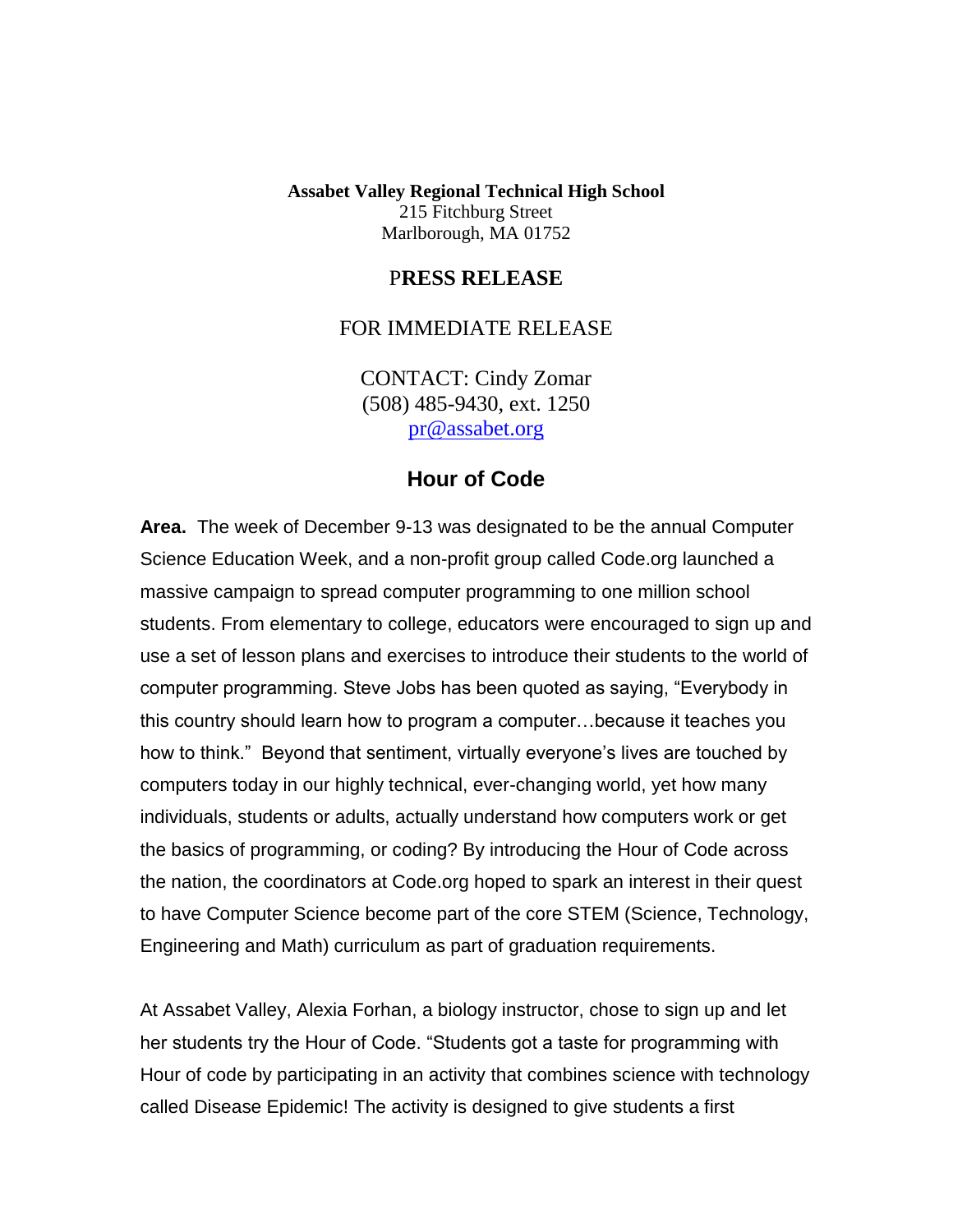**Assabet Valley Regional Technical High School**
215 Fitchburg Street
Marlborough, MA 01752

**PRESS RELEASE**

FOR IMMEDIATE RELEASE

CONTACT: Cindy Zomar
(508) 485-9430, ext. 1250
[pr@assabet.org](mailto:pr@assabet.org)

## Hour of Code

**Area.** The week of December 9-13 was designated to be the annual Computer Science Education Week, and a non-profit group called Code.org launched a massive campaign to spread computer programming to one million school students. From elementary to college, educators were encouraged to sign up and use a set of lesson plans and exercises to introduce their students to the world of computer programming. Steve Jobs has been quoted as saying, "Everybody in this country should learn how to program a computer…because it teaches you how to think." Beyond that sentiment, virtually everyone's lives are touched by computers today in our highly technical, ever-changing world, yet how many individuals, students or adults, actually understand how computers work or get the basics of programming, or coding? By introducing the Hour of Code across the nation, the coordinators at Code.org hoped to spark an interest in their quest to have Computer Science become part of the core STEM (Science, Technology, Engineering and Math) curriculum as part of graduation requirements.

At Assabet Valley, Alexia Forhan, a biology instructor, chose to sign up and let her students try the Hour of Code. "Students got a taste for programming with Hour of code by participating in an activity that combines science with technology called Disease Epidemic! The activity is designed to give students a first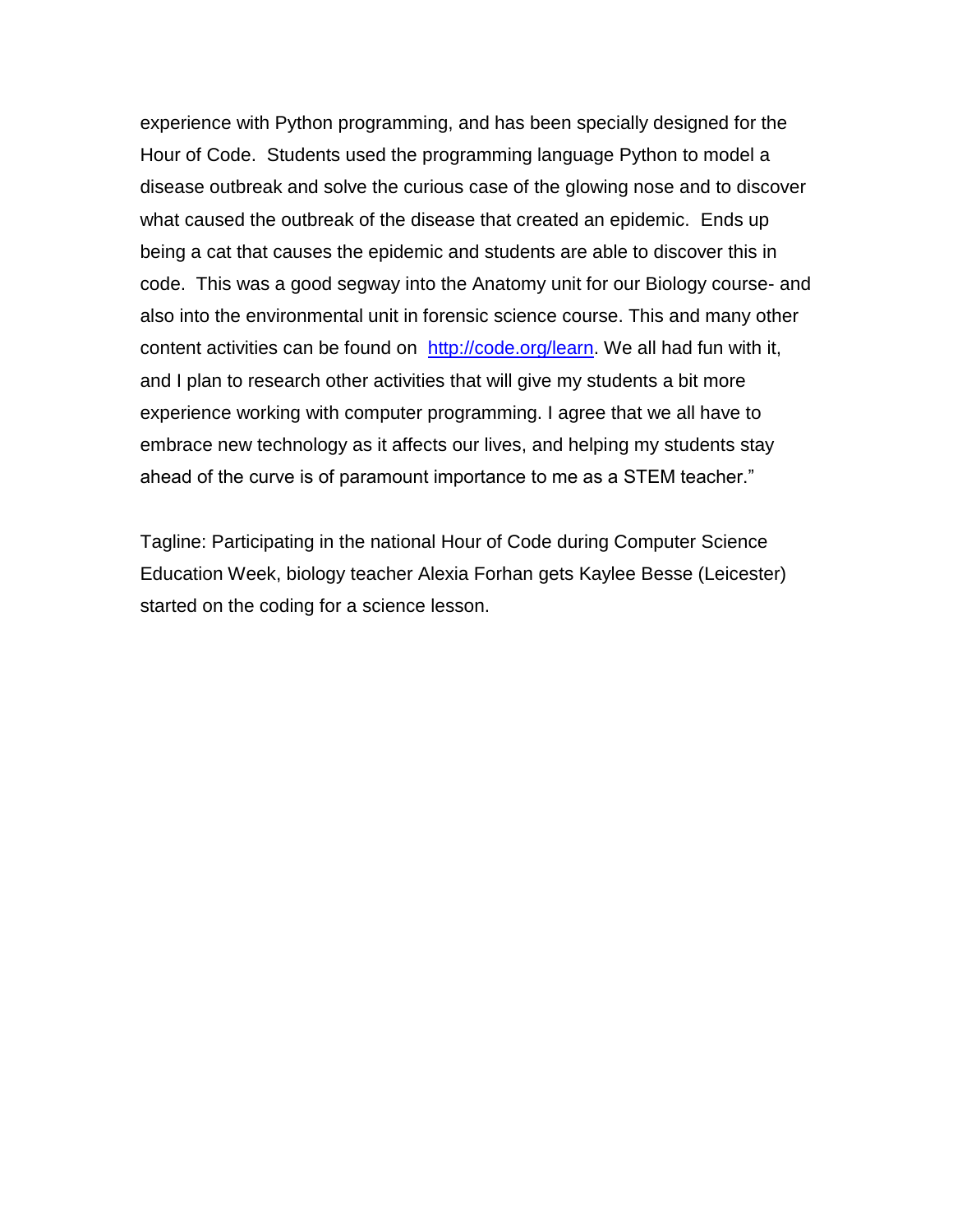experience with Python programming, and has been specially designed for the Hour of Code. Students used the programming language Python to model a disease outbreak and solve the curious case of the glowing nose and to discover what caused the outbreak of the disease that created an epidemic. Ends up being a cat that causes the epidemic and students are able to discover this in code. This was a good segway into the Anatomy unit for our Biology course- and also into the environmental unit in forensic science course. This and many other content activities can be found on [http://code.org/learn](http://code.org/learn). We all had fun with it, and I plan to research other activities that will give my students a bit more experience working with computer programming. I agree that we all have to embrace new technology as it affects our lives, and helping my students stay ahead of the curve is of paramount importance to me as a STEM teacher."

Tagline: Participating in the national Hour of Code during Computer Science Education Week, biology teacher Alexia Forhan gets Kaylee Besse (Leicester) started on the coding for a science lesson.